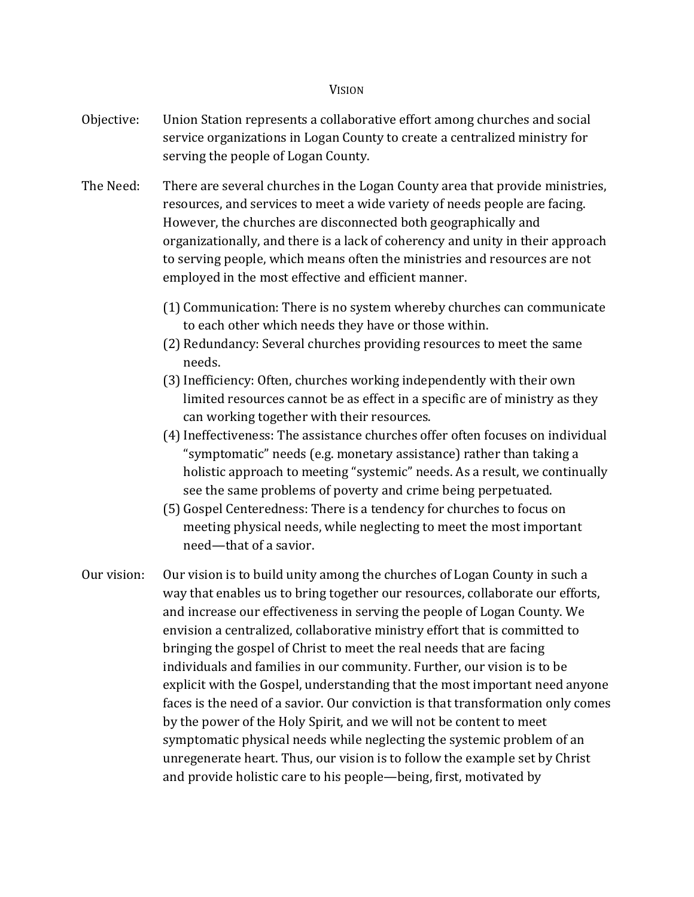# Vision

**Objective:** Union Station represents a collaborative effort among churches and social service organizations in Logan County to create a centralized ministry for serving the people of Logan County.

**The Need:** There are several churches in the Logan County area that provide ministries, resources, and services to meet a wide variety of needs people are facing. However, the churches are disconnected both geographically and organizationally, and there is a lack of coherency and unity in their approach to serving people, which means often the ministries and resources are not employed in the most effective and efficient manner.

(1) Communication: There is no system whereby churches can communicate to each other which needs they have or those within.
(2) Redundancy: Several churches providing resources to meet the same needs.
(3) Inefficiency: Often, churches working independently with their own limited resources cannot be as effect in a specific are of ministry as they can working together with their resources.
(4) Ineffectiveness: The assistance churches offer often focuses on individual "symptomatic" needs (e.g. monetary assistance) rather than taking a holistic approach to meeting "systemic" needs. As a result, we continually see the same problems of poverty and crime being perpetuated.
(5) Gospel Centeredness: There is a tendency for churches to focus on meeting physical needs, while neglecting to meet the most important need—that of a savior.

**Our vision:** Our vision is to build unity among the churches of Logan County in such a way that enables us to bring together our resources, collaborate our efforts, and increase our effectiveness in serving the people of Logan County. We envision a centralized, collaborative ministry effort that is committed to bringing the gospel of Christ to meet the real needs that are facing individuals and families in our community. Further, our vision is to be explicit with the Gospel, understanding that the most important need anyone faces is the need of a savior. Our conviction is that transformation only comes by the power of the Holy Spirit, and we will not be content to meet symptomatic physical needs while neglecting the systemic problem of an unregenerate heart. Thus, our vision is to follow the example set by Christ and provide holistic care to his people—being, first, motivated by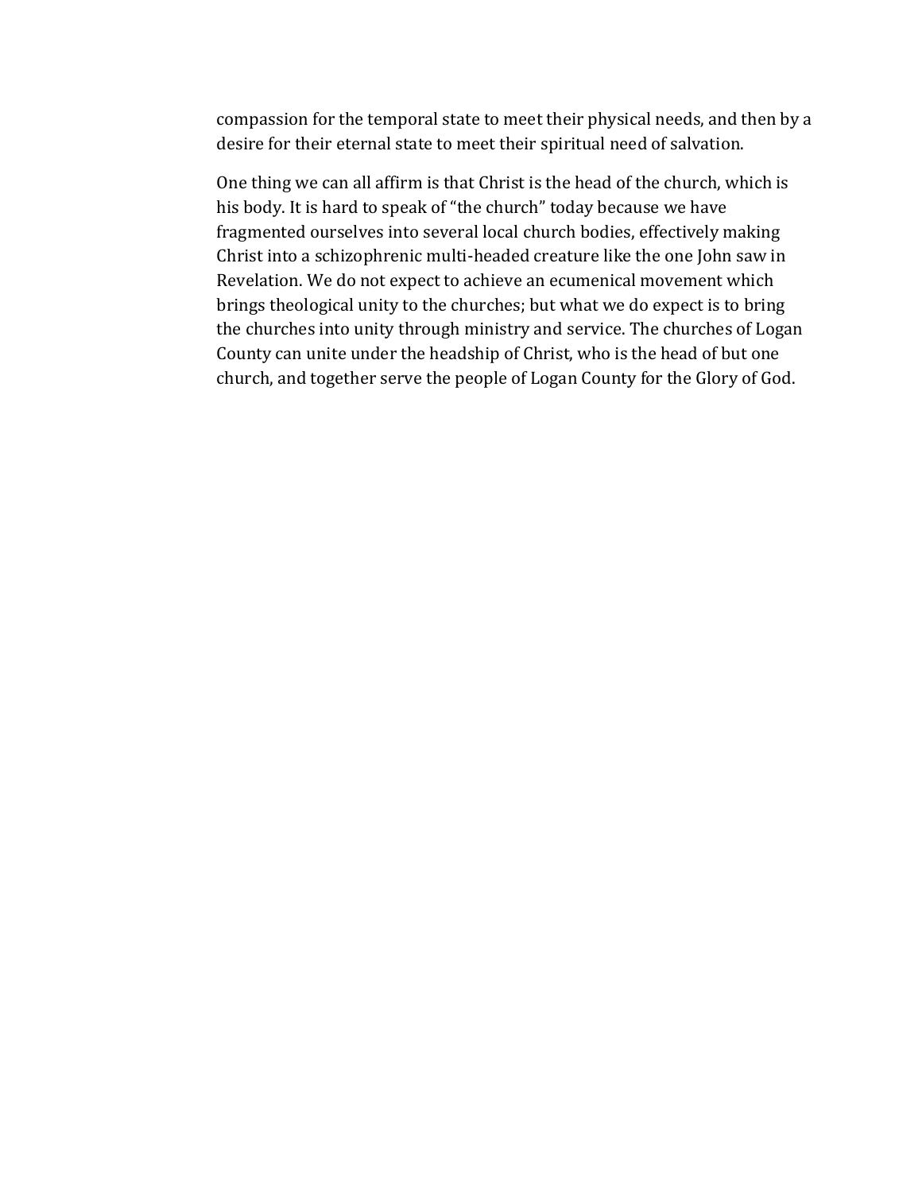compassion for the temporal state to meet their physical needs, and then by a desire for their eternal state to meet their spiritual need of salvation.

One thing we can all affirm is that Christ is the head of the church, which is his body. It is hard to speak of "the church" today because we have fragmented ourselves into several local church bodies, effectively making Christ into a schizophrenic multi-headed creature like the one John saw in Revelation. We do not expect to achieve an ecumenical movement which brings theological unity to the churches; but what we do expect is to bring the churches into unity through ministry and service. The churches of Logan County can unite under the headship of Christ, who is the head of but one church, and together serve the people of Logan County for the Glory of God.